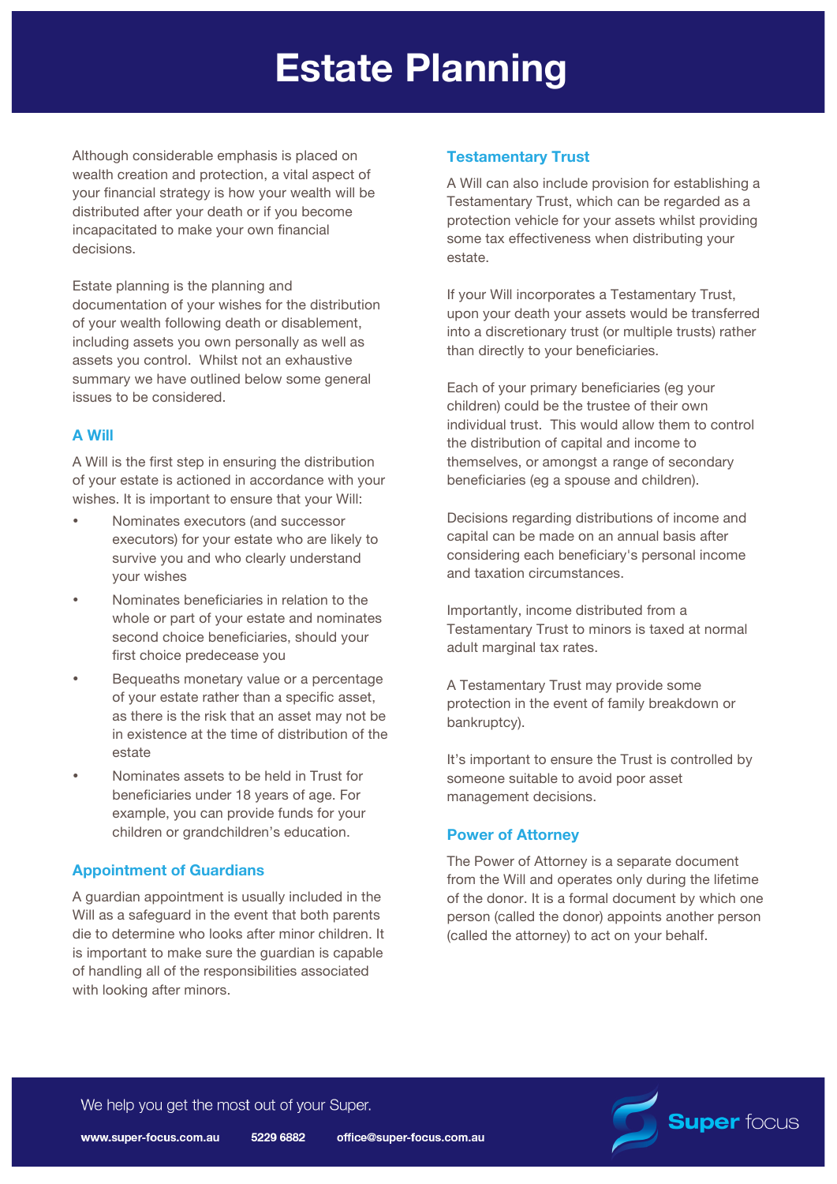# Estate Planning

Although considerable emphasis is placed on wealth creation and protection, a vital aspect of your financial strategy is how your wealth will be distributed after your death or if you become incapacitated to make your own financial decisions.

Estate planning is the planning and documentation of your wishes for the distribution of your wealth following death or disablement, including assets you own personally as well as assets you control. Whilst not an exhaustive summary we have outlined below some general issues to be considered.

## A Will

A Will is the first step in ensuring the distribution of your estate is actioned in accordance with your wishes. It is important to ensure that your Will:

- Nominates executors (and successor executors) for your estate who are likely to survive you and who clearly understand your wishes
- Nominates beneficiaries in relation to the whole or part of your estate and nominates second choice beneficiaries, should your first choice predecease you
- Bequeaths monetary value or a percentage of your estate rather than a specific asset, as there is the risk that an asset may not be in existence at the time of distribution of the estate
- Nominates assets to be held in Trust for beneficiaries under 18 years of age. For example, you can provide funds for your children or grandchildren's education.

## Appointment of Guardians

A guardian appointment is usually included in the Will as a safeguard in the event that both parents die to determine who looks after minor children. It is important to make sure the guardian is capable of handling all of the responsibilities associated with looking after minors.

## Testamentary Trust

A Will can also include provision for establishing a Testamentary Trust, which can be regarded as a protection vehicle for your assets whilst providing some tax effectiveness when distributing your estate.

If your Will incorporates a Testamentary Trust, upon your death your assets would be transferred into a discretionary trust (or multiple trusts) rather than directly to your beneficiaries.

Each of your primary beneficiaries (eg your children) could be the trustee of their own individual trust. This would allow them to control the distribution of capital and income to themselves, or amongst a range of secondary beneficiaries (eg a spouse and children).

Decisions regarding distributions of income and capital can be made on an annual basis after considering each beneficiary's personal income and taxation circumstances.

Importantly, income distributed from a Testamentary Trust to minors is taxed at normal adult marginal tax rates.

A Testamentary Trust may provide some protection in the event of family breakdown or bankruptcy).

It's important to ensure the Trust is controlled by someone suitable to avoid poor asset management decisions.

## Power of Attorney

The Power of Attorney is a separate document from the Will and operates only during the lifetime of the donor. It is a formal document by which one person (called the donor) appoints another person (called the attorney) to act on your behalf.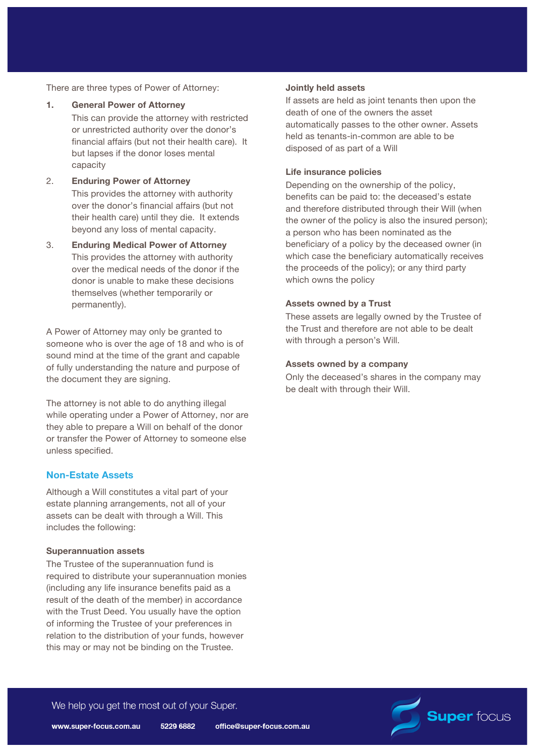There are three types of Power of Attorney:

1. **General Power of Attorney**
   This can provide the attorney with restricted or unrestricted authority over the donor's financial affairs (but not their health care). It but lapses if the donor loses mental capacity
2. **Enduring Power of Attorney**
   This provides the attorney with authority over the donor's financial affairs (but not their health care) until they die. It extends beyond any loss of mental capacity.
3. **Enduring Medical Power of Attorney**
   This provides the attorney with authority over the medical needs of the donor if the donor is unable to make these decisions themselves (whether temporarily or permanently).

A Power of Attorney may only be granted to someone who is over the age of 18 and who is of sound mind at the time of the grant and capable of fully understanding the nature and purpose of the document they are signing.

The attorney is not able to do anything illegal while operating under a Power of Attorney, nor are they able to prepare a Will on behalf of the donor or transfer the Power of Attorney to someone else unless specified.

## Non-Estate Assets

Although a Will constitutes a vital part of your estate planning arrangements, not all of your assets can be dealt with through a Will. This includes the following:

**Superannuation assets**

The Trustee of the superannuation fund is required to distribute your superannuation monies (including any life insurance benefits paid as a result of the death of the member) in accordance with the Trust Deed. You usually have the option of informing the Trustee of your preferences in relation to the distribution of your funds, however this may or may not be binding on the Trustee.

**Jointly held assets**

If assets are held as joint tenants then upon the death of one of the owners the asset automatically passes to the other owner. Assets held as tenants-in-common are able to be disposed of as part of a Will

**Life insurance policies**

Depending on the ownership of the policy, benefits can be paid to: the deceased's estate and therefore distributed through their Will (when the owner of the policy is also the insured person); a person who has been nominated as the beneficiary of a policy by the deceased owner (in which case the beneficiary automatically receives the proceeds of the policy); or any third party which owns the policy

**Assets owned by a Trust**

These assets are legally owned by the Trustee of the Trust and therefore are not able to be dealt with through a person's Will.

**Assets owned by a company**

Only the deceased's shares in the company may be dealt with through their Will.

We help you get the most out of your Super.

www.super-focus.com.au 5229 6882 office@super-focus.com.au

Super focus